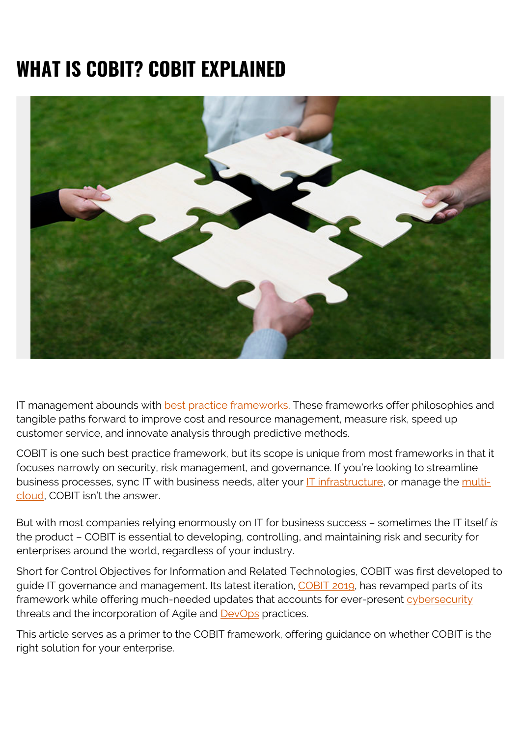# WHAT IS COBIT? COBIT EXPLAINED

IT management abounds with best practice frameworks. These frameworks offer philosophies and tangible paths forward to improve cost and resource management, measure risk, speed up customer service, and innovate analysis through predictive methods.

COBIT is one such best practice framework, but its scope is unique from most frameworks in that it focuses narrowly on security, risk management, and governance. If you're looking to streamline business processes, sync IT with business needs, alter your IT infrastructure, or manage the multi-cloud, COBIT isn't the answer.

But with most companies relying enormously on IT for business success – sometimes the IT itself *is* the product – COBIT is essential to developing, controlling, and maintaining risk and security for enterprises around the world, regardless of your industry.

Short for Control Objectives for Information and Related Technologies, COBIT was first developed to guide IT governance and management. Its latest iteration, COBIT 2019, has revamped parts of its framework while offering much-needed updates that accounts for ever-present cybersecurity threats and the incorporation of Agile and DevOps practices.

This article serves as a primer to the COBIT framework, offering guidance on whether COBIT is the right solution for your enterprise.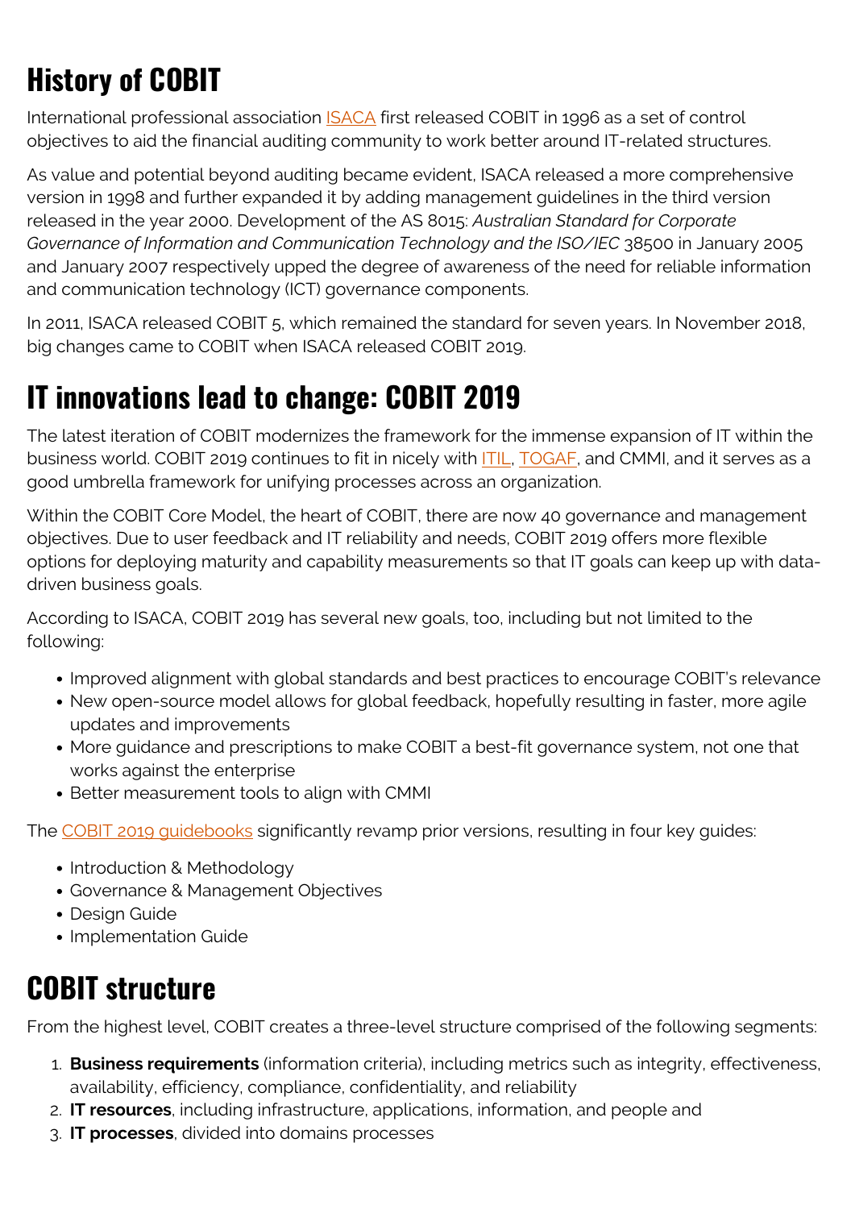## History of COBIT

International professional association ISACA first released COBIT in 1996 as a set of control objectives to aid the financial auditing community to work better around IT-related structures.

As value and potential beyond auditing became evident, ISACA released a more comprehensive version in 1998 and further expanded it by adding management guidelines in the third version released in the year 2000. Development of the AS 8015: *Australian Standard for Corporate Governance of Information and Communication Technology and the ISO/IEC* 38500 in January 2005 and January 2007 respectively upped the degree of awareness of the need for reliable information and communication technology (ICT) governance components.

In 2011, ISACA released COBIT 5, which remained the standard for seven years. In November 2018, big changes came to COBIT when ISACA released COBIT 2019.

## IT innovations lead to change: COBIT 2019

The latest iteration of COBIT modernizes the framework for the immense expansion of IT within the business world. COBIT 2019 continues to fit in nicely with ITIL, TOGAF, and CMMI, and it serves as a good umbrella framework for unifying processes across an organization.

Within the COBIT Core Model, the heart of COBIT, there are now 40 governance and management objectives. Due to user feedback and IT reliability and needs, COBIT 2019 offers more flexible options for deploying maturity and capability measurements so that IT goals can keep up with data-driven business goals.

According to ISACA, COBIT 2019 has several new goals, too, including but not limited to the following:

- Improved alignment with global standards and best practices to encourage COBIT's relevance
- New open-source model allows for global feedback, hopefully resulting in faster, more agile updates and improvements
- More guidance and prescriptions to make COBIT a best-fit governance system, not one that works against the enterprise
- Better measurement tools to align with CMMI

The COBIT 2019 guidebooks significantly revamp prior versions, resulting in four key guides:

- Introduction & Methodology
- Governance & Management Objectives
- Design Guide
- Implementation Guide

## COBIT structure

From the highest level, COBIT creates a three-level structure comprised of the following segments:

1. **Business requirements** (information criteria), including metrics such as integrity, effectiveness, availability, efficiency, compliance, confidentiality, and reliability
2. **IT resources**, including infrastructure, applications, information, and people and
3. **IT processes**, divided into domains processes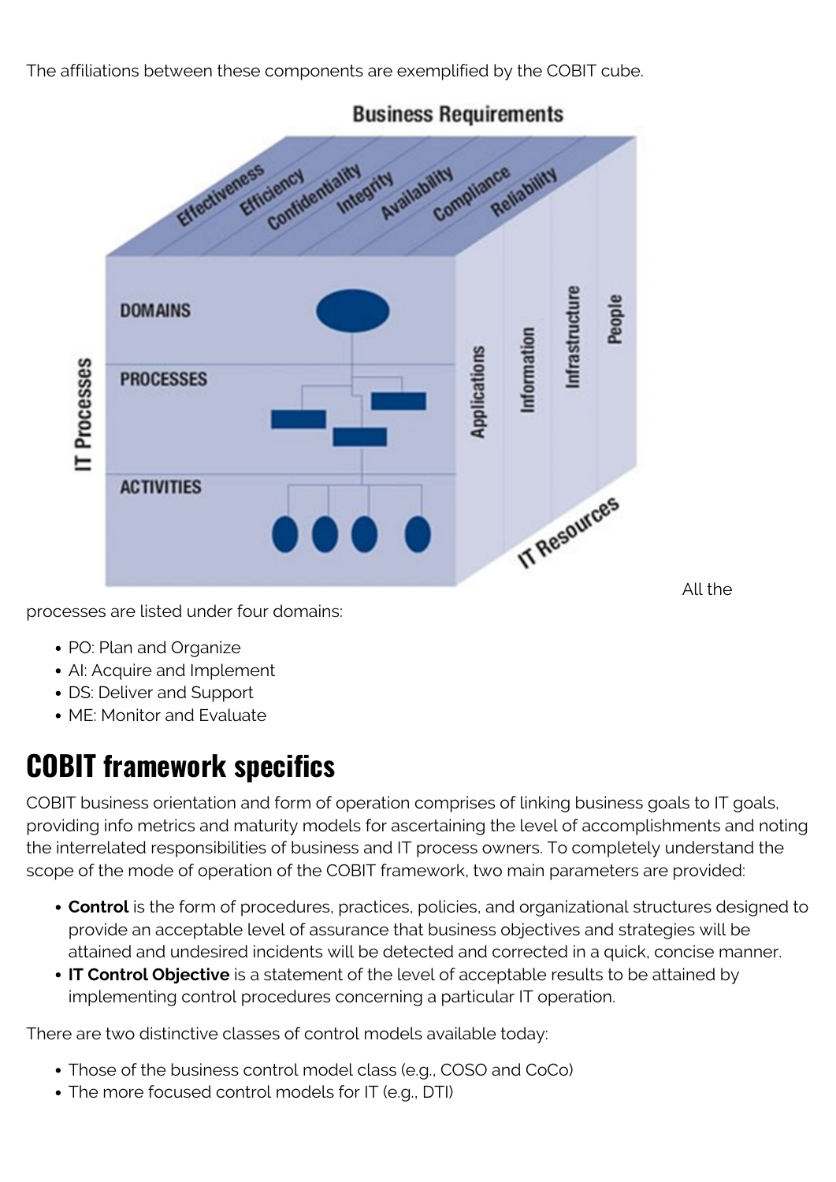The affiliations between these components are exemplified by the COBIT cube.

All the processes are listed under four domains:

- PO: Plan and Organize
- AI: Acquire and Implement
- DS: Deliver and Support
- ME: Monitor and Evaluate

## COBIT framework specifics

COBIT business orientation and form of operation comprises of linking business goals to IT goals, providing info metrics and maturity models for ascertaining the level of accomplishments and noting the interrelated responsibilities of business and IT process owners. To completely understand the scope of the mode of operation of the COBIT framework, two main parameters are provided:

- **Control** is the form of procedures, practices, policies, and organizational structures designed to provide an acceptable level of assurance that business objectives and strategies will be attained and undesired incidents will be detected and corrected in a quick, concise manner.
- **IT Control Objective** is a statement of the level of acceptable results to be attained by implementing control procedures concerning a particular IT operation.

There are two distinctive classes of control models available today:

- Those of the business control model class (e.g., COSO and CoCo)
- The more focused control models for IT (e.g., DTI)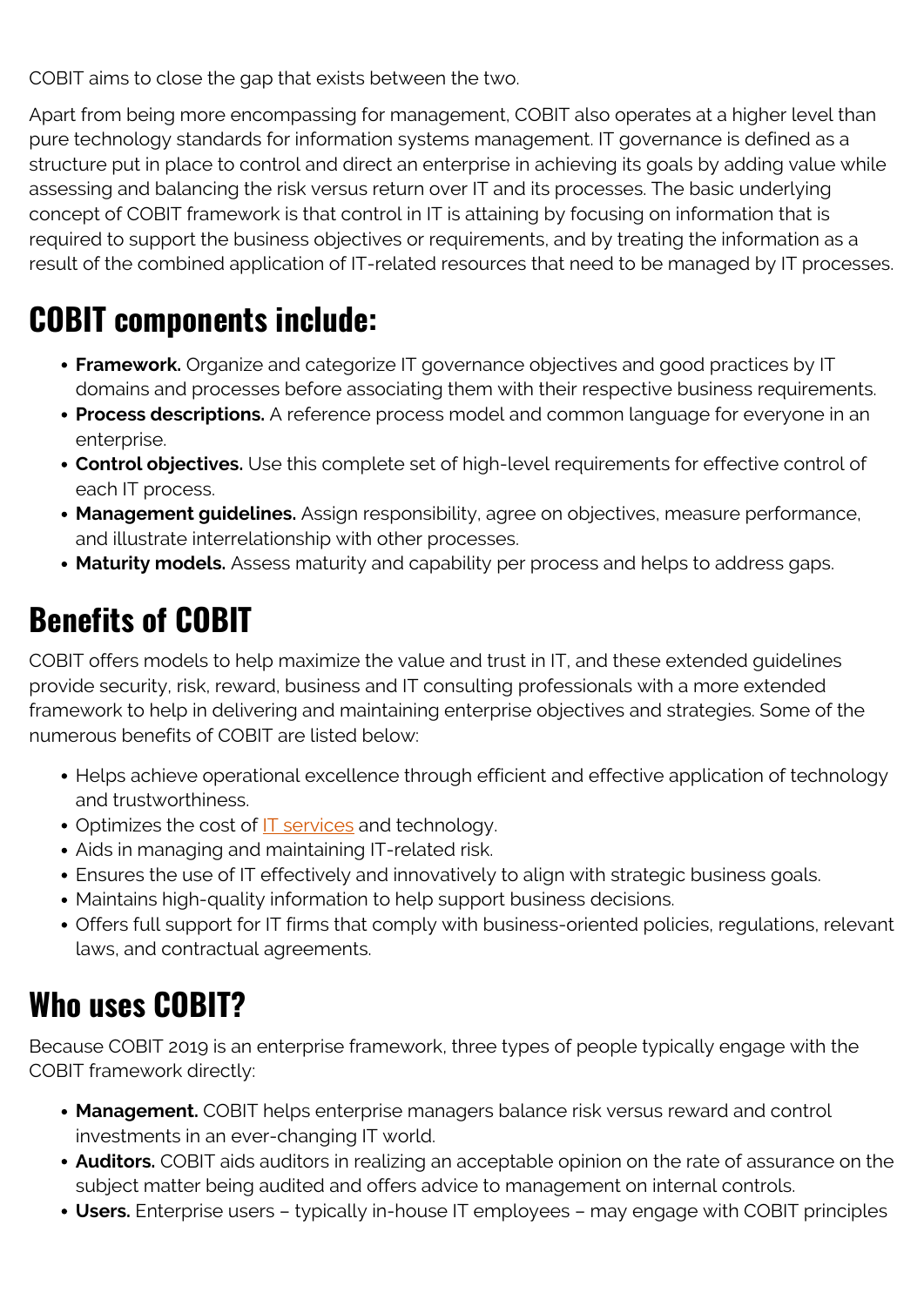COBIT aims to close the gap that exists between the two.

Apart from being more encompassing for management, COBIT also operates at a higher level than pure technology standards for information systems management. IT governance is defined as a structure put in place to control and direct an enterprise in achieving its goals by adding value while assessing and balancing the risk versus return over IT and its processes. The basic underlying concept of COBIT framework is that control in IT is attaining by focusing on information that is required to support the business objectives or requirements, and by treating the information as a result of the combined application of IT-related resources that need to be managed by IT processes.

## COBIT components include:

- **Framework.** Organize and categorize IT governance objectives and good practices by IT domains and processes before associating them with their respective business requirements.
- **Process descriptions.** A reference process model and common language for everyone in an enterprise.
- **Control objectives.** Use this complete set of high-level requirements for effective control of each IT process.
- **Management guidelines.** Assign responsibility, agree on objectives, measure performance, and illustrate interrelationship with other processes.
- **Maturity models.** Assess maturity and capability per process and helps to address gaps.

## Benefits of COBIT

COBIT offers models to help maximize the value and trust in IT, and these extended guidelines provide security, risk, reward, business and IT consulting professionals with a more extended framework to help in delivering and maintaining enterprise objectives and strategies. Some of the numerous benefits of COBIT are listed below:

- Helps achieve operational excellence through efficient and effective application of technology and trustworthiness.
- Optimizes the cost of IT services and technology.
- Aids in managing and maintaining IT-related risk.
- Ensures the use of IT effectively and innovatively to align with strategic business goals.
- Maintains high-quality information to help support business decisions.
- Offers full support for IT firms that comply with business-oriented policies, regulations, relevant laws, and contractual agreements.

## Who uses COBIT?

Because COBIT 2019 is an enterprise framework, three types of people typically engage with the COBIT framework directly:

- **Management.** COBIT helps enterprise managers balance risk versus reward and control investments in an ever-changing IT world.
- **Auditors.** COBIT aids auditors in realizing an acceptable opinion on the rate of assurance on the subject matter being audited and offers advice to management on internal controls.
- **Users.** Enterprise users – typically in-house IT employees – may engage with COBIT principles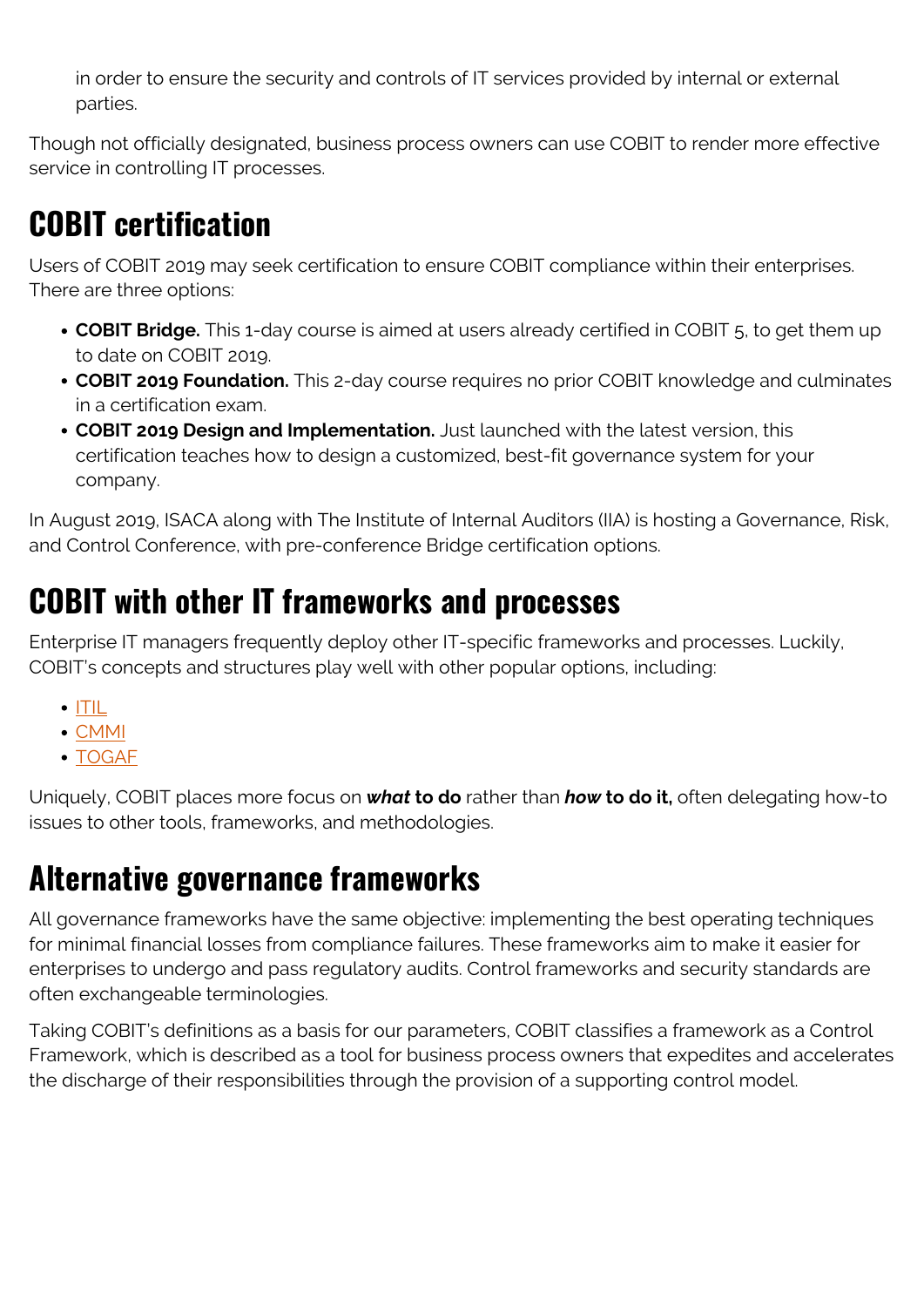in order to ensure the security and controls of IT services provided by internal or external parties.

Though not officially designated, business process owners can use COBIT to render more effective service in controlling IT processes.

## COBIT certification

Users of COBIT 2019 may seek certification to ensure COBIT compliance within their enterprises. There are three options:

- **COBIT Bridge.** This 1-day course is aimed at users already certified in COBIT 5, to get them up to date on COBIT 2019.
- **COBIT 2019 Foundation.** This 2-day course requires no prior COBIT knowledge and culminates in a certification exam.
- **COBIT 2019 Design and Implementation.** Just launched with the latest version, this certification teaches how to design a customized, best-fit governance system for your company.

In August 2019, ISACA along with The Institute of Internal Auditors (IIA) is hosting a Governance, Risk, and Control Conference, with pre-conference Bridge certification options.

## COBIT with other IT frameworks and processes

Enterprise IT managers frequently deploy other IT-specific frameworks and processes. Luckily, COBIT's concepts and structures play well with other popular options, including:

- ITIL
- CMMI
- TOGAF

Uniquely, COBIT places more focus on ***what* to do** rather than ***how* to do it,** often delegating how-to issues to other tools, frameworks, and methodologies.

## Alternative governance frameworks

All governance frameworks have the same objective: implementing the best operating techniques for minimal financial losses from compliance failures. These frameworks aim to make it easier for enterprises to undergo and pass regulatory audits. Control frameworks and security standards are often exchangeable terminologies.

Taking COBIT's definitions as a basis for our parameters, COBIT classifies a framework as a Control Framework, which is described as a tool for business process owners that expedites and accelerates the discharge of their responsibilities through the provision of a supporting control model.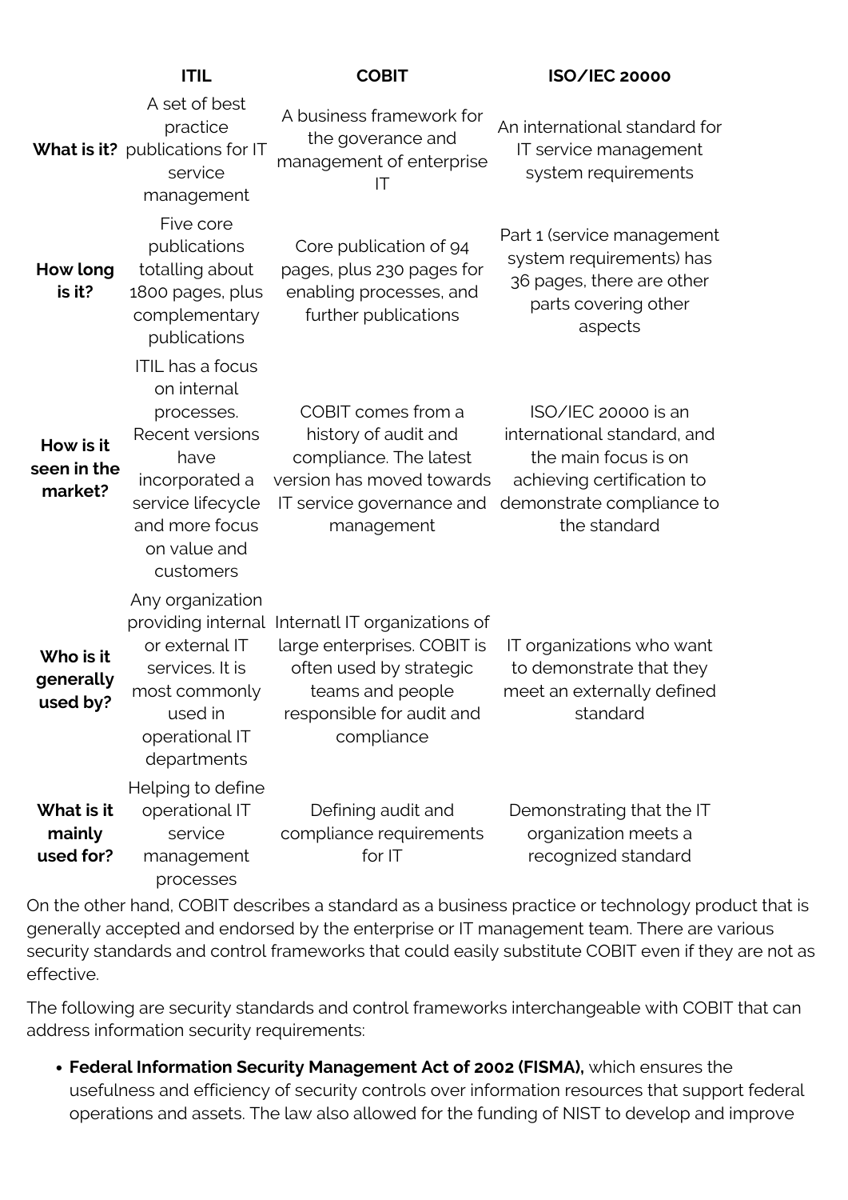| | ITIL | COBIT | ISO/IEC 20000 |
|---|---|---|---|
| **What is it?** | A set of best practice publications for IT service management | A business framework for the goverance and management of enterprise IT | An international standard for IT service management system requirements |
| **How long is it?** | Five core publications totalling about 1800 pages, plus complementary publications | Core publication of 94 pages, plus 230 pages for enabling processes, and further publications | Part 1 (service management system requirements) has 36 pages, there are other parts covering other aspects |
| **How is it seen in the market?** | ITIL has a focus on internal processes. Recent versions have incorporated a service lifecycle and more focus on value and customers | COBIT comes from a history of audit and compliance. The latest version has moved towards IT service governance and management | ISO/IEC 20000 is an international standard, and the main focus is on achieving certification to demonstrate compliance to the standard |
| **Who is it generally used by?** | Any organization providing internal or external IT services. It is most commonly used in operational IT departments | Internatl IT organizations of large enterprises. COBIT is often used by strategic teams and people responsible for audit and compliance | IT organizations who want to demonstrate that they meet an externally defined standard |
| **What is it mainly used for?** | Helping to define operational IT service management processes | Defining audit and compliance requirements for IT | Demonstrating that the IT organization meets a recognized standard |

On the other hand, COBIT describes a standard as a business practice or technology product that is generally accepted and endorsed by the enterprise or IT management team. There are various security standards and control frameworks that could easily substitute COBIT even if they are not as effective.

The following are security standards and control frameworks interchangeable with COBIT that can address information security requirements:

- **Federal Information Security Management Act of 2002 (FISMA),** which ensures the usefulness and efficiency of security controls over information resources that support federal operations and assets. The law also allowed for the funding of NIST to develop and improve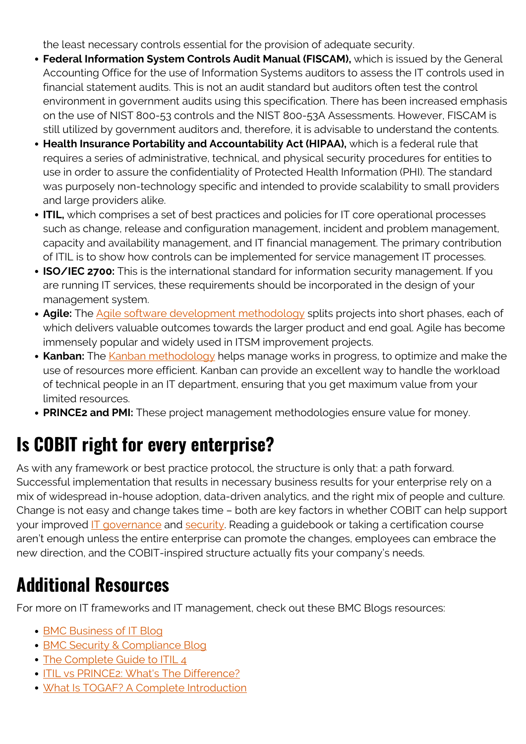the least necessary controls essential for the provision of adequate security.

- **Federal Information System Controls Audit Manual (FISCAM),** which is issued by the General Accounting Office for the use of Information Systems auditors to assess the IT controls used in financial statement audits. This is not an audit standard but auditors often test the control environment in government audits using this specification. There has been increased emphasis on the use of NIST 800-53 controls and the NIST 800-53A Assessments. However, FISCAM is still utilized by government auditors and, therefore, it is advisable to understand the contents.
- **Health Insurance Portability and Accountability Act (HIPAA),** which is a federal rule that requires a series of administrative, technical, and physical security procedures for entities to use in order to assure the confidentiality of Protected Health Information (PHI). The standard was purposely non-technology specific and intended to provide scalability to small providers and large providers alike.
- **ITIL,** which comprises a set of best practices and policies for IT core operational processes such as change, release and configuration management, incident and problem management, capacity and availability management, and IT financial management. The primary contribution of ITIL is to show how controls can be implemented for service management IT processes.
- **ISO/IEC 2700:** This is the international standard for information security management. If you are running IT services, these requirements should be incorporated in the design of your management system.
- **Agile:** The Agile software development methodology splits projects into short phases, each of which delivers valuable outcomes towards the larger product and end goal. Agile has become immensely popular and widely used in ITSM improvement projects.
- **Kanban:** The Kanban methodology helps manage works in progress, to optimize and make the use of resources more efficient. Kanban can provide an excellent way to handle the workload of technical people in an IT department, ensuring that you get maximum value from your limited resources.
- **PRINCE2 and PMI:** These project management methodologies ensure value for money.

## Is COBIT right for every enterprise?

As with any framework or best practice protocol, the structure is only that: a path forward. Successful implementation that results in necessary business results for your enterprise rely on a mix of widespread in-house adoption, data-driven analytics, and the right mix of people and culture. Change is not easy and change takes time – both are key factors in whether COBIT can help support your improved IT governance and security. Reading a guidebook or taking a certification course aren't enough unless the entire enterprise can promote the changes, employees can embrace the new direction, and the COBIT-inspired structure actually fits your company's needs.

## Additional Resources

For more on IT frameworks and IT management, check out these BMC Blogs resources:

- BMC Business of IT Blog
- BMC Security & Compliance Blog
- The Complete Guide to ITIL 4
- ITIL vs PRINCE2: What's The Difference?
- What Is TOGAF? A Complete Introduction